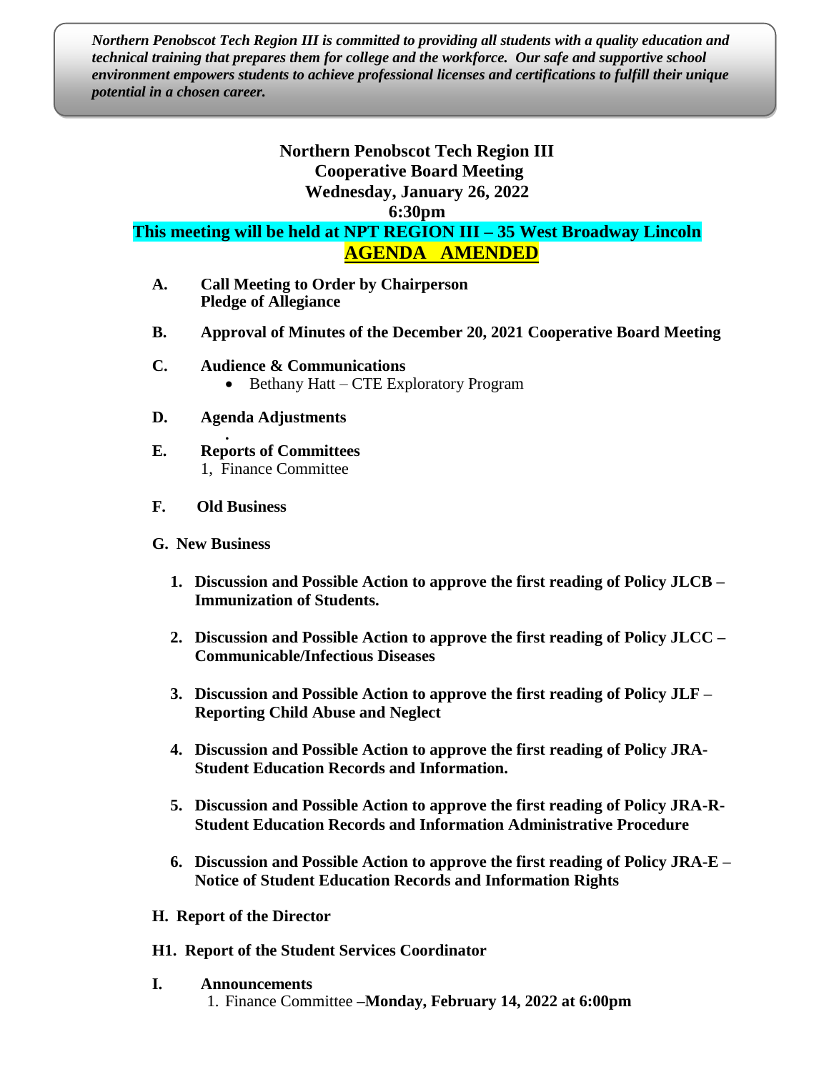***Northern Penobscot Tech Region III is committed to providing all students with a quality education and technical training that prepares them for college and the workforce. Our safe and supportive school environment empowers students to achieve professional licenses and certifications to fulfill their unique potential in a chosen career.***

# Northern Penobscot Tech Region III
## Cooperative Board Meeting
## Wednesday, January 26, 2022
## 6:30pm

**This meeting will be held at NPT REGION III – 35 West Broadway Lincoln**

**AGENDA AMENDED**

**A. Call Meeting to Order by Chairperson**
**Pledge of Allegiance**

**B. Approval of Minutes of the December 20, 2021 Cooperative Board Meeting**

**C. Audience & Communications**
- Bethany Hatt – CTE Exploratory Program

**D. Agenda Adjustments**

.

**E. Reports of Committees**
1, Finance Committee

**F. Old Business**

**G. New Business**

1. **Discussion and Possible Action to approve the first reading of Policy JLCB – Immunization of Students.**

2. **Discussion and Possible Action to approve the first reading of Policy JLCC – Communicable/Infectious Diseases**

3. **Discussion and Possible Action to approve the first reading of Policy JLF – Reporting Child Abuse and Neglect**

4. **Discussion and Possible Action to approve the first reading of Policy JRA-Student Education Records and Information.**

5. **Discussion and Possible Action to approve the first reading of Policy JRA-R-Student Education Records and Information Administrative Procedure**

6. **Discussion and Possible Action to approve the first reading of Policy JRA-E – Notice of Student Education Records and Information Rights**

**H. Report of the Director**

**H1. Report of the Student Services Coordinator**

**I. Announcements**
1. Finance Committee –**Monday, February 14, 2022 at 6:00pm**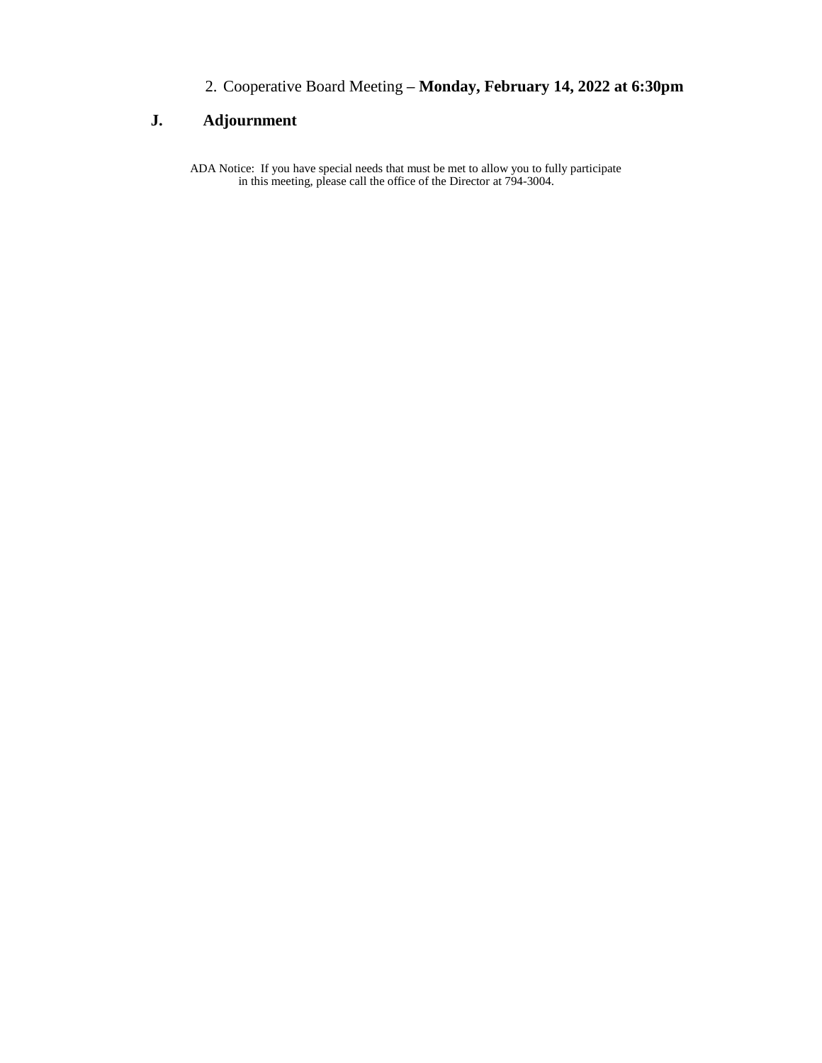2. Cooperative Board Meeting – **Monday, February 14, 2022 at 6:30pm**

## J. Adjournment

ADA Notice: If you have special needs that must be met to allow you to fully participate in this meeting, please call the office of the Director at 794-3004.